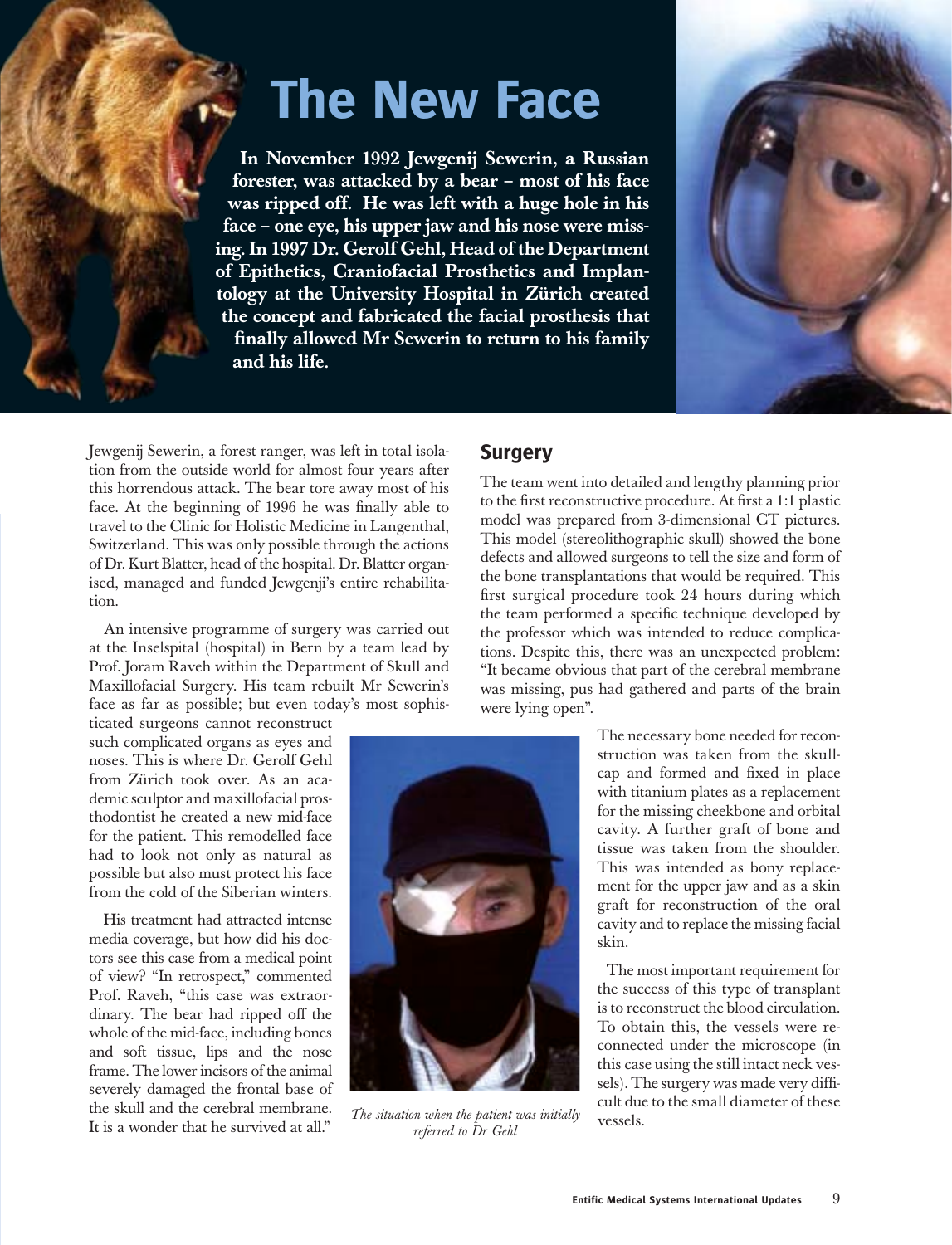# The New Face

**In November 1992 Jewgenij Sewerin, a Russian forester, was attacked by a bear – most of his face was ripped off. He was left with a huge hole in his face – one eye, his upper jaw and his nose were missing. In 1997 Dr. Gerolf Gehl, Head of the Department of Epithetics, Craniofacial Prosthetics and Implantology at the University Hospital in Zürich created the concept and fabricated the facial prosthesis that finally allowed Mr Sewerin to return to his family and his life.**

Jewgenij Sewerin, a forest ranger, was left in total isolation from the outside world for almost four years after this horrendous attack. The bear tore away most of his face. At the beginning of 1996 he was finally able to travel to the Clinic for Holistic Medicine in Langenthal, Switzerland. This was only possible through the actions of Dr. Kurt Blatter, head of the hospital. Dr. Blatter organised, managed and funded Jewgenji's entire rehabilitation.

An intensive programme of surgery was carried out at the Inselspital (hospital) in Bern by a team lead by Prof. Joram Raveh within the Department of Skull and Maxillofacial Surgery. His team rebuilt Mr Sewerin's face as far as possible; but even today's most sophisticated surgeons cannot reconstruct such complicated organs as eyes and noses. This is where Dr. Gerolf Gehl from Zürich took over. As an academic sculptor and maxillofacial prosthodontist he created a new mid-face for the patient. This remodelled face had to look not only as natural as possible but also must protect his face from the cold of the Siberian winters.

His treatment had attracted intense media coverage, but how did his doctors see this case from a medical point of view? "In retrospect," commented Prof. Raveh, "this case was extraordinary. The bear had ripped off the whole of the mid-face, including bones and soft tissue, lips and the nose frame. The lower incisors of the animal severely damaged the frontal base of the skull and the cerebral membrane. It is a wonder that he survived at all."

*The situation when the patient was initially referred to Dr Gehl*

## Surgery

The team went into detailed and lengthy planning prior to the first reconstructive procedure. At first a 1:1 plastic model was prepared from 3-dimensional CT pictures. This model (stereolithographic skull) showed the bone defects and allowed surgeons to tell the size and form of the bone transplantations that would be required. This first surgical procedure took 24 hours during which the team performed a specific technique developed by the professor which was intended to reduce complications. Despite this, there was an unexpected problem: "It became obvious that part of the cerebral membrane was missing, pus had gathered and parts of the brain were lying open".

The necessary bone needed for reconstruction was taken from the skullcap and formed and fixed in place with titanium plates as a replacement for the missing cheekbone and orbital cavity. A further graft of bone and tissue was taken from the shoulder. This was intended as bony replacement for the upper jaw and as a skin graft for reconstruction of the oral cavity and to replace the missing facial skin.

The most important requirement for the success of this type of transplant is to reconstruct the blood circulation. To obtain this, the vessels were reconnected under the microscope (in this case using the still intact neck vessels). The surgery was made very difficult due to the small diameter of these vessels.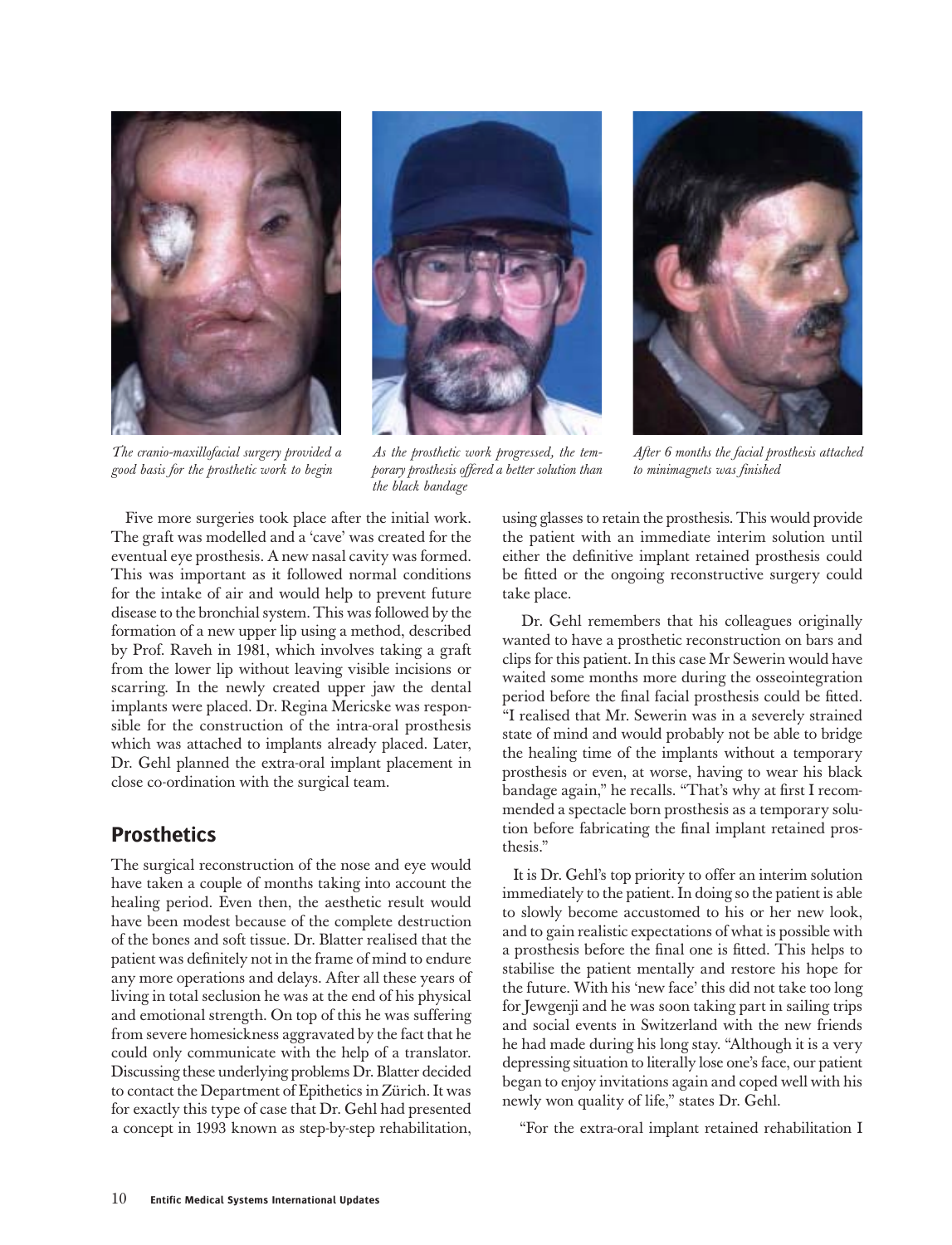*The cranio-maxillofacial surgery provided a good basis for the prosthetic work to begin*

*As the prosthetic work progressed, the temporary prosthesis offered a better solution than the black bandage*

*After 6 months the facial prosthesis attached to minimagnets was finished*

Five more surgeries took place after the initial work. The graft was modelled and a 'cave' was created for the eventual eye prosthesis. A new nasal cavity was formed. This was important as it followed normal conditions for the intake of air and would help to prevent future disease to the bronchial system. This was followed by the formation of a new upper lip using a method, described by Prof. Raveh in 1981, which involves taking a graft from the lower lip without leaving visible incisions or scarring. In the newly created upper jaw the dental implants were placed. Dr. Regina Mericske was responsible for the construction of the intra-oral prosthesis which was attached to implants already placed. Later, Dr. Gehl planned the extra-oral implant placement in close co-ordination with the surgical team.

## Prosthetics

The surgical reconstruction of the nose and eye would have taken a couple of months taking into account the healing period. Even then, the aesthetic result would have been modest because of the complete destruction of the bones and soft tissue. Dr. Blatter realised that the patient was definitely not in the frame of mind to endure any more operations and delays. After all these years of living in total seclusion he was at the end of his physical and emotional strength. On top of this he was suffering from severe homesickness aggravated by the fact that he could only communicate with the help of a translator. Discussing these underlying problems Dr. Blatter decided to contact the Department of Epithetics in Zürich. It was for exactly this type of case that Dr. Gehl had presented a concept in 1993 known as step-by-step rehabilitation, using glasses to retain the prosthesis. This would provide the patient with an immediate interim solution until either the definitive implant retained prosthesis could be fitted or the ongoing reconstructive surgery could take place.

Dr. Gehl remembers that his colleagues originally wanted to have a prosthetic reconstruction on bars and clips for this patient. In this case Mr Sewerin would have waited some months more during the osseointegration period before the final facial prosthesis could be fitted. "I realised that Mr. Sewerin was in a severely strained state of mind and would probably not be able to bridge the healing time of the implants without a temporary prosthesis or even, at worse, having to wear his black bandage again," he recalls. "That's why at first I recommended a spectacle born prosthesis as a temporary solution before fabricating the final implant retained prosthesis."

It is Dr. Gehl's top priority to offer an interim solution immediately to the patient. In doing so the patient is able to slowly become accustomed to his or her new look, and to gain realistic expectations of what is possible with a prosthesis before the final one is fitted. This helps to stabilise the patient mentally and restore his hope for the future. With his 'new face' this did not take too long for Jewgenji and he was soon taking part in sailing trips and social events in Switzerland with the new friends he had made during his long stay. "Although it is a very depressing situation to literally lose one's face, our patient began to enjoy invitations again and coped well with his newly won quality of life," states Dr. Gehl.

"For the extra-oral implant retained rehabilitation I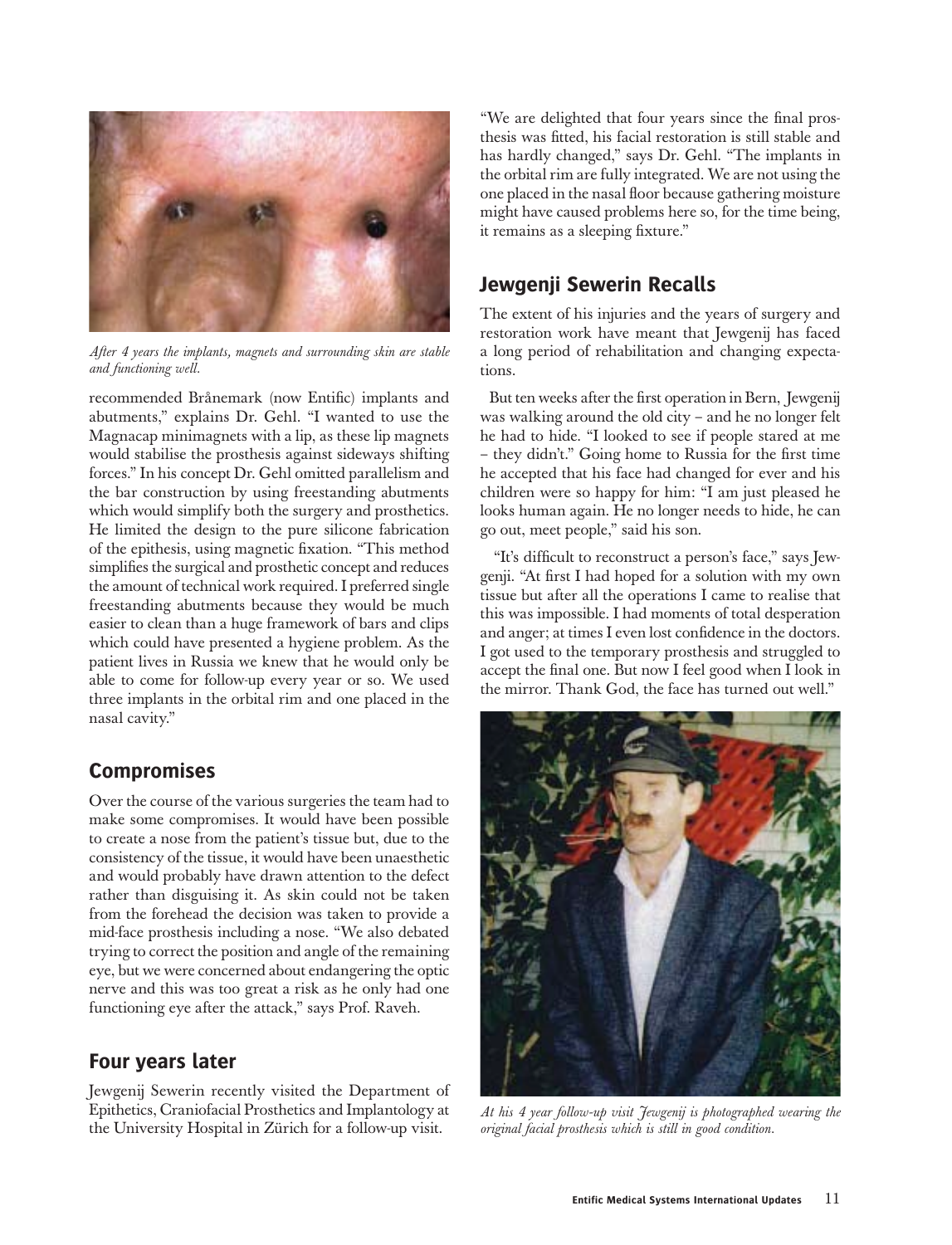*After 4 years the implants, magnets and surrounding skin are stable and functioning well.*

recommended Brånemark (now Entific) implants and abutments," explains Dr. Gehl. "I wanted to use the Magnacap minimagnets with a lip, as these lip magnets would stabilise the prosthesis against sideways shifting forces." In his concept Dr. Gehl omitted parallelism and the bar construction by using freestanding abutments which would simplify both the surgery and prosthetics. He limited the design to the pure silicone fabrication of the epithesis, using magnetic fixation. "This method simplifies the surgical and prosthetic concept and reduces the amount of technical work required. I preferred single freestanding abutments because they would be much easier to clean than a huge framework of bars and clips which could have presented a hygiene problem. As the patient lives in Russia we knew that he would only be able to come for follow-up every year or so. We used three implants in the orbital rim and one placed in the nasal cavity."

## Compromises

Over the course of the various surgeries the team had to make some compromises. It would have been possible to create a nose from the patient's tissue but, due to the consistency of the tissue, it would have been unaesthetic and would probably have drawn attention to the defect rather than disguising it. As skin could not be taken from the forehead the decision was taken to provide a mid-face prosthesis including a nose. "We also debated trying to correct the position and angle of the remaining eye, but we were concerned about endangering the optic nerve and this was too great a risk as he only had one functioning eye after the attack," says Prof. Raveh.

## Four years later

Jewgenij Sewerin recently visited the Department of Epithetics, Craniofacial Prosthetics and Implantology at the University Hospital in Zürich for a follow-up visit.

"We are delighted that four years since the final prosthesis was fitted, his facial restoration is still stable and has hardly changed," says Dr. Gehl. "The implants in the orbital rim are fully integrated. We are not using the one placed in the nasal floor because gathering moisture might have caused problems here so, for the time being, it remains as a sleeping fixture."

## Jewgenji Sewerin Recalls

The extent of his injuries and the years of surgery and restoration work have meant that Jewgenij has faced a long period of rehabilitation and changing expectations.

But ten weeks after the first operation in Bern, Jewgenij was walking around the old city – and he no longer felt he had to hide. "I looked to see if people stared at me – they didn't." Going home to Russia for the first time he accepted that his face had changed for ever and his children were so happy for him: "I am just pleased he looks human again. He no longer needs to hide, he can go out, meet people," said his son.

"It's difficult to reconstruct a person's face," says Jewgenji. "At first I had hoped for a solution with my own tissue but after all the operations I came to realise that this was impossible. I had moments of total desperation and anger; at times I even lost confidence in the doctors. I got used to the temporary prosthesis and struggled to accept the final one. But now I feel good when I look in the mirror. Thank God, the face has turned out well."

*At his 4 year follow-up visit Jewgenij is photographed wearing the original facial prosthesis which is still in good condition.*